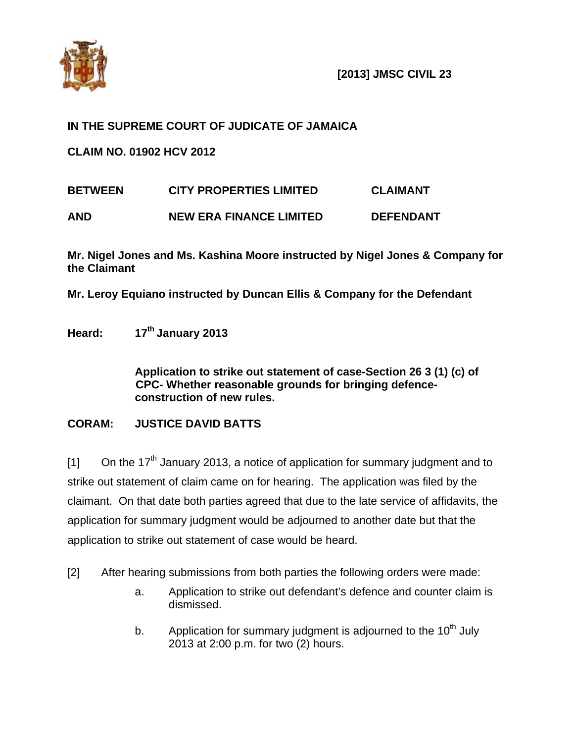**[2013] JMSC CIVIL 23**

**IN THE SUPREME COURT OF JUDICATE OF JAMAICA**

**CLAIM NO. 01902 HCV 2012**

| | | |
|---|---|---|
| **BETWEEN** | **CITY PROPERTIES LIMITED** | **CLAIMANT** |
| **AND** | **NEW ERA FINANCE LIMITED** | **DEFENDANT** |

**Mr. Nigel Jones and Ms. Kashina Moore instructed by Nigel Jones & Company for the Claimant**

**Mr. Leroy Equiano instructed by Duncan Ellis & Company for the Defendant**

**Heard: 17th January 2013**

**Application to strike out statement of case-Section 26 3 (1) (c) of CPC- Whether reasonable grounds for bringing defence-construction of new rules.**

**CORAM: JUSTICE DAVID BATTS**

[1] On the 17th January 2013, a notice of application for summary judgment and to strike out statement of claim came on for hearing. The application was filed by the claimant. On that date both parties agreed that due to the late service of affidavits, the application for summary judgment would be adjourned to another date but that the application to strike out statement of case would be heard.

[2] After hearing submissions from both parties the following orders were made:

a. Application to strike out defendant's defence and counter claim is dismissed.

b. Application for summary judgment is adjourned to the 10th July 2013 at 2:00 p.m. for two (2) hours.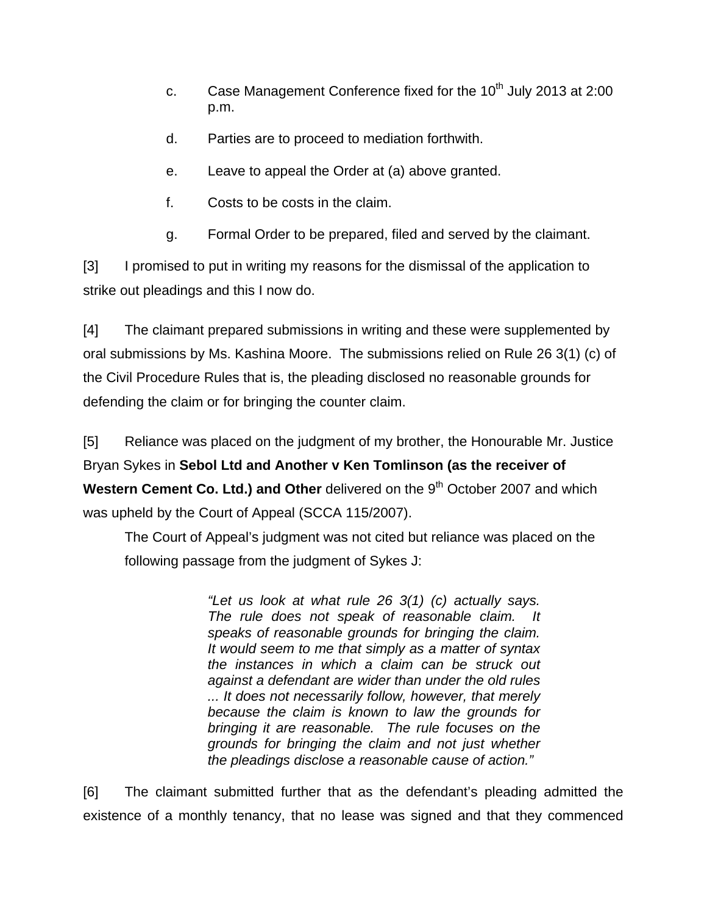c. Case Management Conference fixed for the 10th July 2013 at 2:00 p.m.

d. Parties are to proceed to mediation forthwith.

e. Leave to appeal the Order at (a) above granted.

f. Costs to be costs in the claim.

g. Formal Order to be prepared, filed and served by the claimant.

[3] I promised to put in writing my reasons for the dismissal of the application to strike out pleadings and this I now do.

[4] The claimant prepared submissions in writing and these were supplemented by oral submissions by Ms. Kashina Moore. The submissions relied on Rule 26 3(1) (c) of the Civil Procedure Rules that is, the pleading disclosed no reasonable grounds for defending the claim or for bringing the counter claim.

[5] Reliance was placed on the judgment of my brother, the Honourable Mr. Justice Bryan Sykes in **Sebol Ltd and Another v Ken Tomlinson (as the receiver of Western Cement Co. Ltd.) and Other** delivered on the 9th October 2007 and which was upheld by the Court of Appeal (SCCA 115/2007).

The Court of Appeal's judgment was not cited but reliance was placed on the following passage from the judgment of Sykes J:

> *"Let us look at what rule 26 3(1) (c) actually says. The rule does not speak of reasonable claim. It speaks of reasonable grounds for bringing the claim. It would seem to me that simply as a matter of syntax the instances in which a claim can be struck out against a defendant are wider than under the old rules ... It does not necessarily follow, however, that merely because the claim is known to law the grounds for bringing it are reasonable. The rule focuses on the grounds for bringing the claim and not just whether the pleadings disclose a reasonable cause of action."*

[6] The claimant submitted further that as the defendant's pleading admitted the existence of a monthly tenancy, that no lease was signed and that they commenced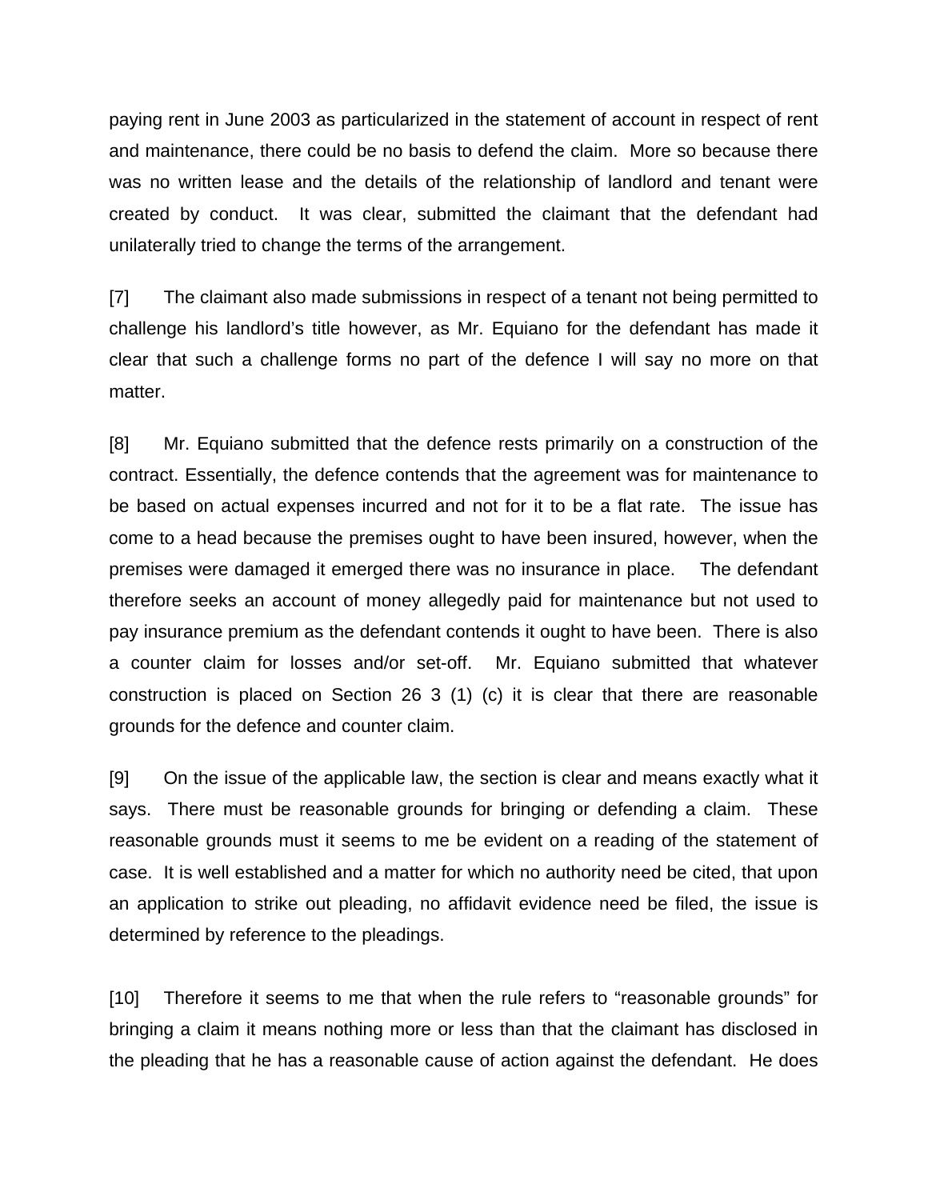paying rent in June 2003 as particularized in the statement of account in respect of rent and maintenance, there could be no basis to defend the claim. More so because there was no written lease and the details of the relationship of landlord and tenant were created by conduct. It was clear, submitted the claimant that the defendant had unilaterally tried to change the terms of the arrangement.

[7] The claimant also made submissions in respect of a tenant not being permitted to challenge his landlord's title however, as Mr. Equiano for the defendant has made it clear that such a challenge forms no part of the defence I will say no more on that matter.

[8] Mr. Equiano submitted that the defence rests primarily on a construction of the contract. Essentially, the defence contends that the agreement was for maintenance to be based on actual expenses incurred and not for it to be a flat rate. The issue has come to a head because the premises ought to have been insured, however, when the premises were damaged it emerged there was no insurance in place. The defendant therefore seeks an account of money allegedly paid for maintenance but not used to pay insurance premium as the defendant contends it ought to have been. There is also a counter claim for losses and/or set-off. Mr. Equiano submitted that whatever construction is placed on Section 26 3 (1) (c) it is clear that there are reasonable grounds for the defence and counter claim.

[9] On the issue of the applicable law, the section is clear and means exactly what it says. There must be reasonable grounds for bringing or defending a claim. These reasonable grounds must it seems to me be evident on a reading of the statement of case. It is well established and a matter for which no authority need be cited, that upon an application to strike out pleading, no affidavit evidence need be filed, the issue is determined by reference to the pleadings.

[10] Therefore it seems to me that when the rule refers to "reasonable grounds" for bringing a claim it means nothing more or less than that the claimant has disclosed in the pleading that he has a reasonable cause of action against the defendant. He does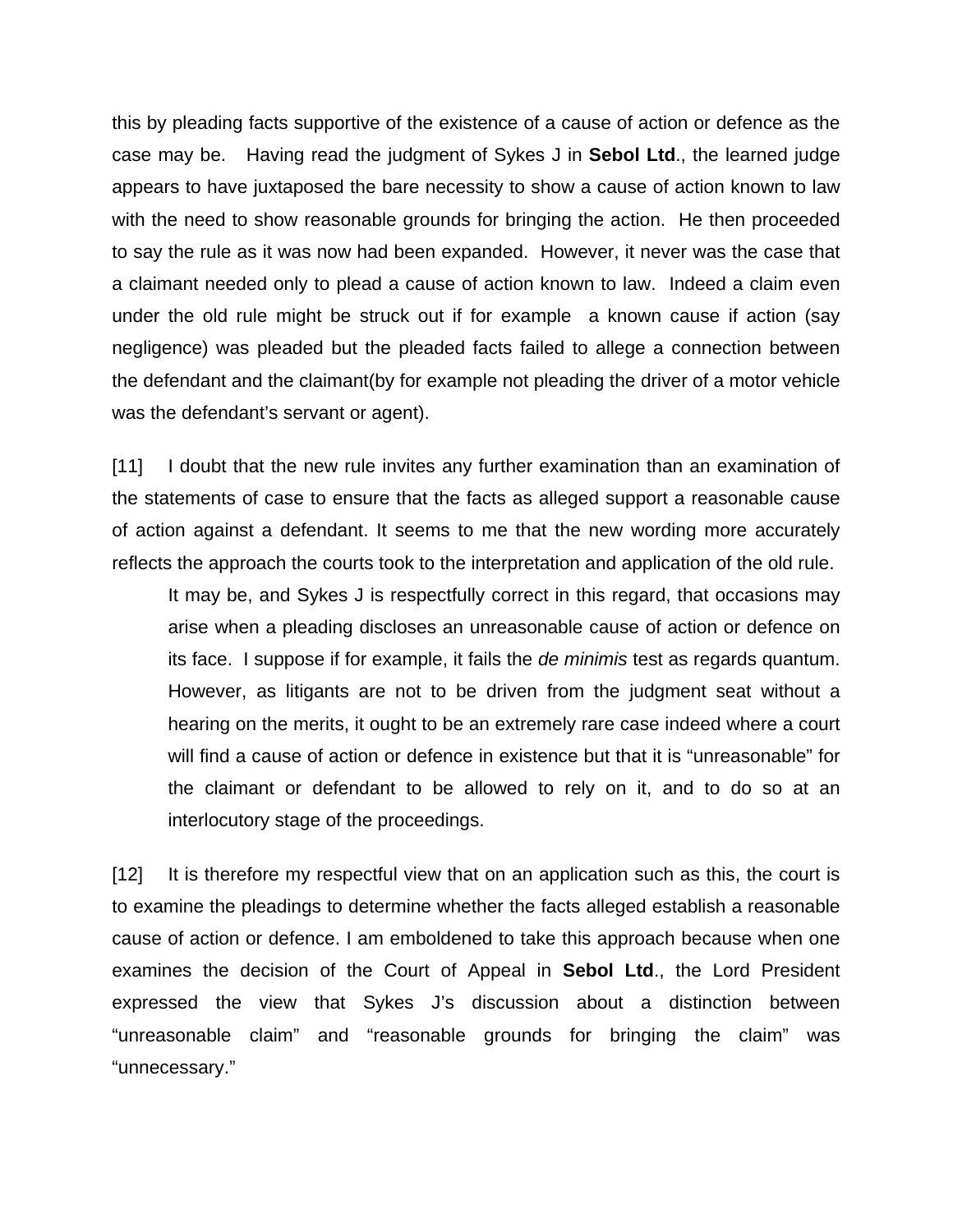this by pleading facts supportive of the existence of a cause of action or defence as the case may be. Having read the judgment of Sykes J in **Sebol Ltd**., the learned judge appears to have juxtaposed the bare necessity to show a cause of action known to law with the need to show reasonable grounds for bringing the action. He then proceeded to say the rule as it was now had been expanded. However, it never was the case that a claimant needed only to plead a cause of action known to law. Indeed a claim even under the old rule might be struck out if for example a known cause if action (say negligence) was pleaded but the pleaded facts failed to allege a connection between the defendant and the claimant(by for example not pleading the driver of a motor vehicle was the defendant's servant or agent).

[11] I doubt that the new rule invites any further examination than an examination of the statements of case to ensure that the facts as alleged support a reasonable cause of action against a defendant. It seems to me that the new wording more accurately reflects the approach the courts took to the interpretation and application of the old rule.

> It may be, and Sykes J is respectfully correct in this regard, that occasions may arise when a pleading discloses an unreasonable cause of action or defence on its face. I suppose if for example, it fails the *de minimis* test as regards quantum. However, as litigants are not to be driven from the judgment seat without a hearing on the merits, it ought to be an extremely rare case indeed where a court will find a cause of action or defence in existence but that it is "unreasonable" for the claimant or defendant to be allowed to rely on it, and to do so at an interlocutory stage of the proceedings.

[12] It is therefore my respectful view that on an application such as this, the court is to examine the pleadings to determine whether the facts alleged establish a reasonable cause of action or defence. I am emboldened to take this approach because when one examines the decision of the Court of Appeal in **Sebol Ltd**., the Lord President expressed the view that Sykes J's discussion about a distinction between "unreasonable claim" and "reasonable grounds for bringing the claim" was "unnecessary."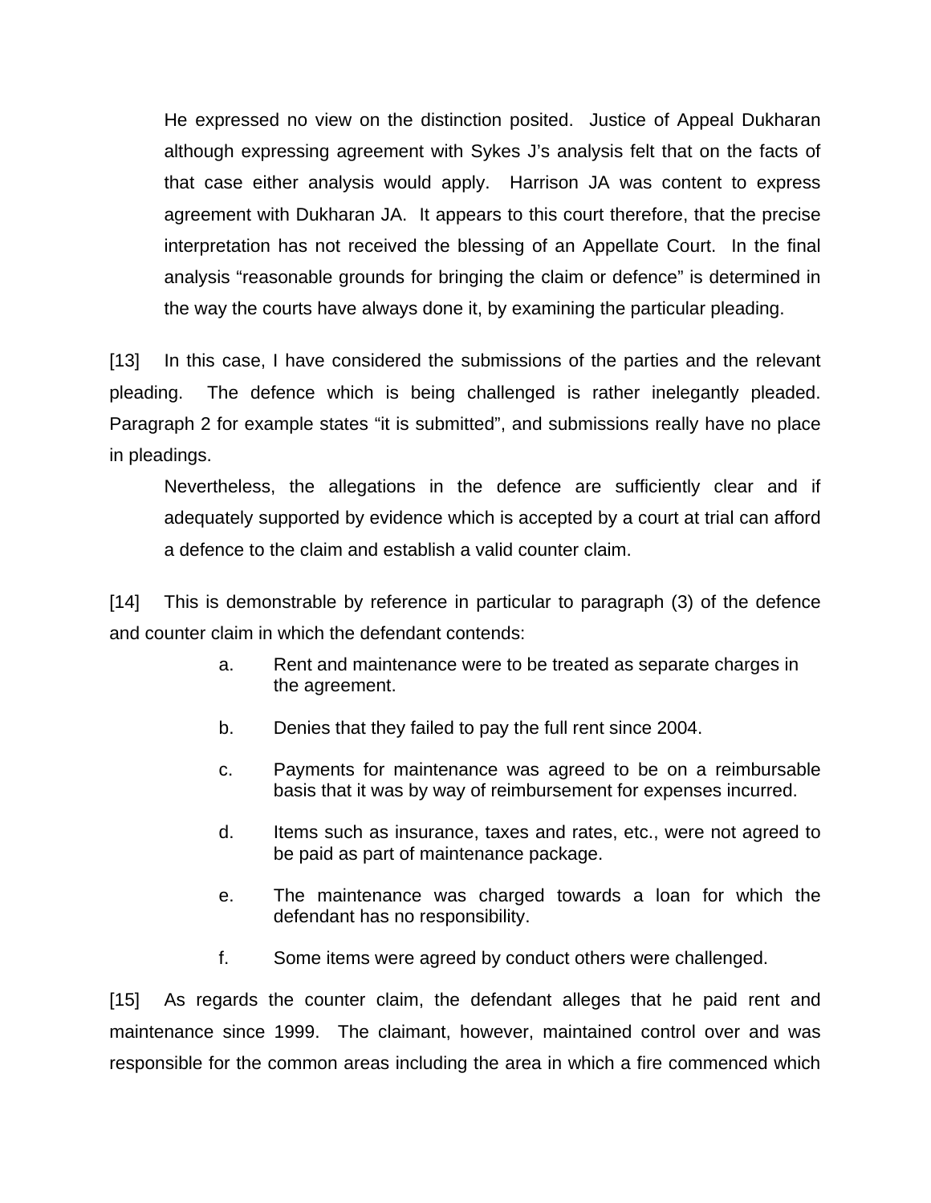> He expressed no view on the distinction posited. Justice of Appeal Dukharan although expressing agreement with Sykes J's analysis felt that on the facts of that case either analysis would apply. Harrison JA was content to express agreement with Dukharan JA. It appears to this court therefore, that the precise interpretation has not received the blessing of an Appellate Court. In the final analysis "reasonable grounds for bringing the claim or defence" is determined in the way the courts have always done it, by examining the particular pleading.

[13] In this case, I have considered the submissions of the parties and the relevant pleading. The defence which is being challenged is rather inelegantly pleaded. Paragraph 2 for example states "it is submitted", and submissions really have no place in pleadings.

> Nevertheless, the allegations in the defence are sufficiently clear and if adequately supported by evidence which is accepted by a court at trial can afford a defence to the claim and establish a valid counter claim.

[14] This is demonstrable by reference in particular to paragraph (3) of the defence and counter claim in which the defendant contends:

a. Rent and maintenance were to be treated as separate charges in the agreement.

b. Denies that they failed to pay the full rent since 2004.

c. Payments for maintenance was agreed to be on a reimbursable basis that it was by way of reimbursement for expenses incurred.

d. Items such as insurance, taxes and rates, etc., were not agreed to be paid as part of maintenance package.

e. The maintenance was charged towards a loan for which the defendant has no responsibility.

f. Some items were agreed by conduct others were challenged.

[15] As regards the counter claim, the defendant alleges that he paid rent and maintenance since 1999. The claimant, however, maintained control over and was responsible for the common areas including the area in which a fire commenced which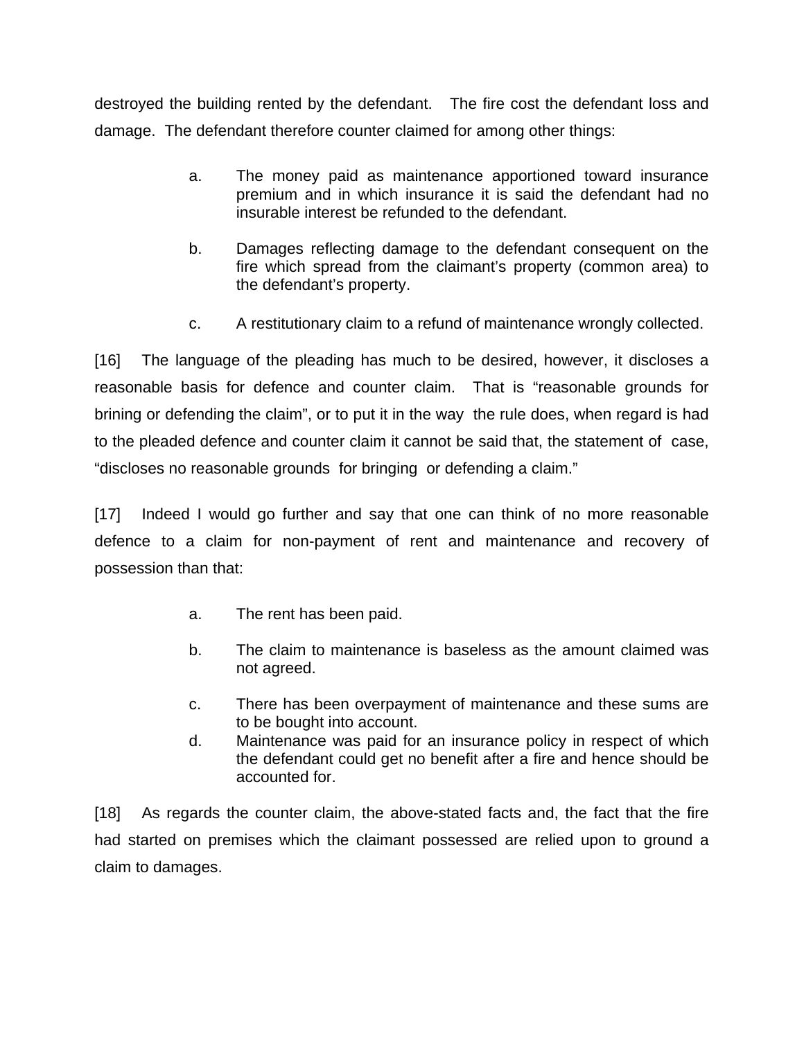destroyed the building rented by the defendant. The fire cost the defendant loss and damage. The defendant therefore counter claimed for among other things:

a. The money paid as maintenance apportioned toward insurance premium and in which insurance it is said the defendant had no insurable interest be refunded to the defendant.

b. Damages reflecting damage to the defendant consequent on the fire which spread from the claimant's property (common area) to the defendant's property.

c. A restitutionary claim to a refund of maintenance wrongly collected.

[16] The language of the pleading has much to be desired, however, it discloses a reasonable basis for defence and counter claim. That is "reasonable grounds for brining or defending the claim", or to put it in the way the rule does, when regard is had to the pleaded defence and counter claim it cannot be said that, the statement of case, "discloses no reasonable grounds for bringing or defending a claim."

[17] Indeed I would go further and say that one can think of no more reasonable defence to a claim for non-payment of rent and maintenance and recovery of possession than that:

a. The rent has been paid.

b. The claim to maintenance is baseless as the amount claimed was not agreed.

c. There has been overpayment of maintenance and these sums are to be bought into account.

d. Maintenance was paid for an insurance policy in respect of which the defendant could get no benefit after a fire and hence should be accounted for.

[18] As regards the counter claim, the above-stated facts and, the fact that the fire had started on premises which the claimant possessed are relied upon to ground a claim to damages.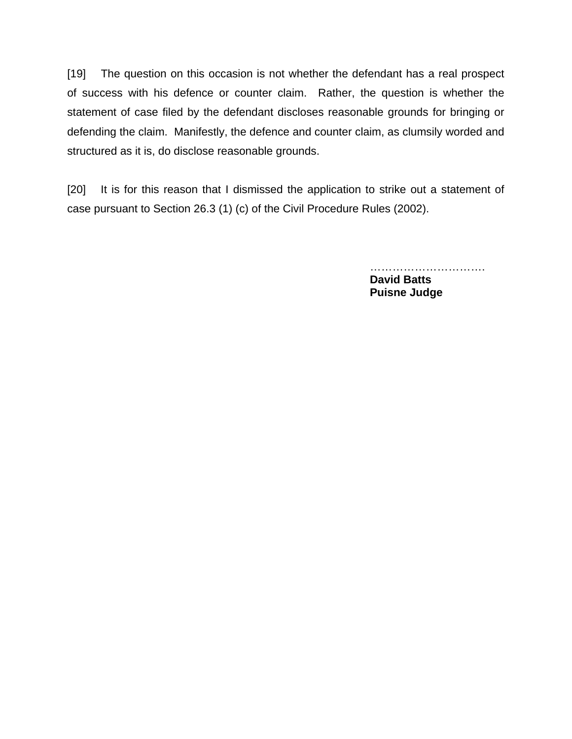[19] The question on this occasion is not whether the defendant has a real prospect of success with his defence or counter claim. Rather, the question is whether the statement of case filed by the defendant discloses reasonable grounds for bringing or defending the claim. Manifestly, the defence and counter claim, as clumsily worded and structured as it is, do disclose reasonable grounds.

[20] It is for this reason that I dismissed the application to strike out a statement of case pursuant to Section 26.3 (1) (c) of the Civil Procedure Rules (2002).

………………………….
**David Batts**
**Puisne Judge**